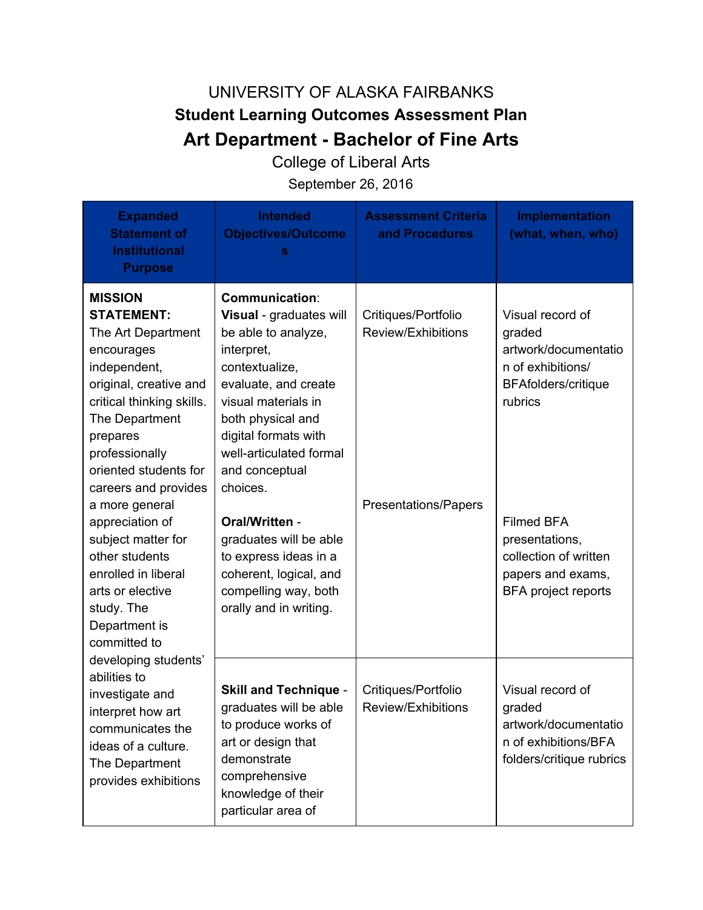UNIVERSITY OF ALASKA FAIRBANKS

**Student Learning Outcomes Assessment Plan**

# Art Department - Bachelor of Fine Arts

College of Liberal Arts

September 26, 2016

| Expanded Statement of Institutional Purpose | Intended Objectives/Outcomes | Assessment Criteria and Procedures | Implementation (what, when, who) |
|---|---|---|---|
| **MISSION STATEMENT:** The Art Department encourages independent, original, creative and critical thinking skills. The Department prepares professionally oriented students for careers and provides a more general appreciation of subject matter for other students enrolled in liberal arts or elective study. The Department is committed to developing students' abilities to investigate and interpret how art communicates the ideas of a culture. The Department provides exhibitions | **Communication**: **Visual** - graduates will be able to analyze, interpret, contextualize, evaluate, and create visual materials in both physical and digital formats with well-articulated formal and conceptual choices. | Critiques/Portfolio Review/Exhibitions | Visual record of graded artwork/documentation of exhibitions/ BFAfolders/critique rubrics |
| | **Oral/Written** - graduates will be able to express ideas in a coherent, logical, and compelling way, both orally and in writing. | Presentations/Papers | Filmed BFA presentations, collection of written papers and exams, BFA project reports |
| | **Skill and Technique** - graduates will be able to produce works of art or design that demonstrate comprehensive knowledge of their particular area of | Critiques/Portfolio Review/Exhibitions | Visual record of graded artwork/documentation of exhibitions/BFA folders/critique rubrics |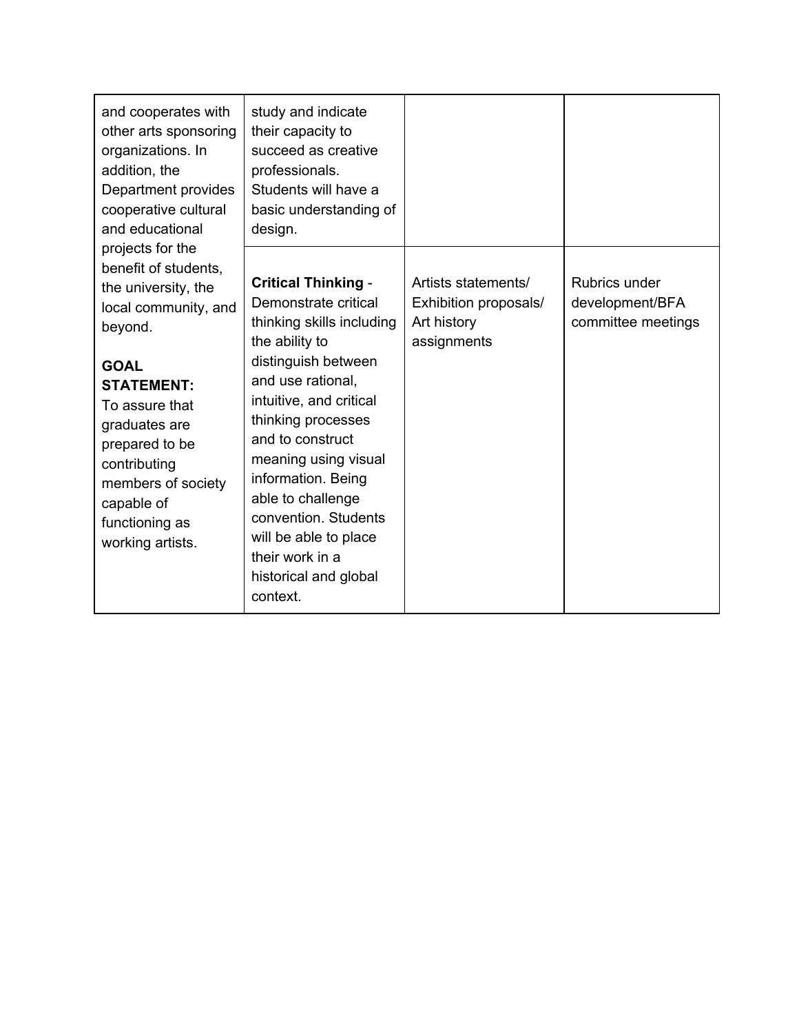| | | | |
|---|---|---|---|
| and cooperates with other arts sponsoring organizations. In addition, the Department provides cooperative cultural and educational projects for the benefit of students, the university, the local community, and beyond.<br><br>**GOAL STATEMENT:**<br>To assure that graduates are prepared to be contributing members of society capable of functioning as working artists. | study and indicate their capacity to succeed as creative professionals. Students will have a basic understanding of design. | | |
| | **Critical Thinking** - Demonstrate critical thinking skills including the ability to distinguish between and use rational, intuitive, and critical thinking processes and to construct meaning using visual information. Being able to challenge convention. Students will be able to place their work in a historical and global context. | Artists statements/ Exhibition proposals/ Art history assignments | Rubrics under development/BFA committee meetings |